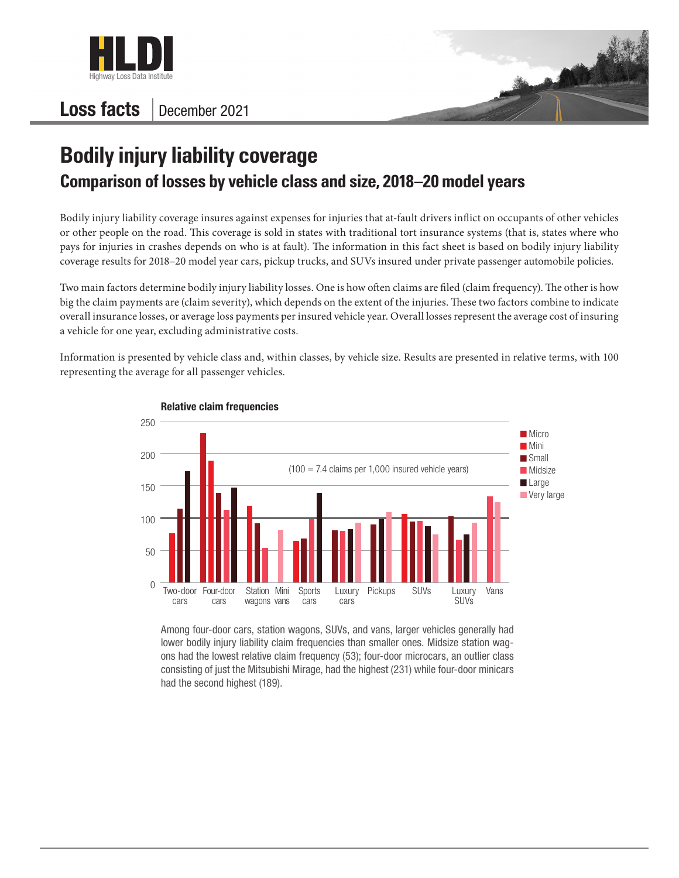# Loss facts | December 2021

# Bodily injury liability coverage

## Comparison of losses by vehicle class and size, 2018–20 model years

Bodily injury liability coverage insures against expenses for injuries that at-fault drivers inflict on occupants of other vehicles or other people on the road. This coverage is sold in states with traditional tort insurance systems (that is, states where who pays for injuries in crashes depends on who is at fault). The information in this fact sheet is based on bodily injury liability coverage results for 2018–20 model year cars, pickup trucks, and SUVs insured under private passenger automobile policies.

Two main factors determine bodily injury liability losses. One is how often claims are filed (claim frequency). The other is how big the claim payments are (claim severity), which depends on the extent of the injuries. These two factors combine to indicate overall insurance losses, or average loss payments per insured vehicle year. Overall losses represent the average cost of insuring a vehicle for one year, excluding administrative costs.

Information is presented by vehicle class and, within classes, by vehicle size. Results are presented in relative terms, with 100 representing the average for all passenger vehicles.

**Relative claim frequencies**

(100 = 7.4 claims per 1,000 insured vehicle years)

Legend: Micro, Mini, Small, Midsize, Large, Very large

Categories: Two-door cars, Four-door cars, Station wagons, Mini vans, Sports cars, Luxury cars, Pickups, SUVs, Luxury SUVs, Vans

Among four-door cars, station wagons, SUVs, and vans, larger vehicles generally had lower bodily injury liability claim frequencies than smaller ones. Midsize station wagons had the lowest relative claim frequency (53); four-door microcars, an outlier class consisting of just the Mitsubishi Mirage, had the highest (231) while four-door minicars had the second highest (189).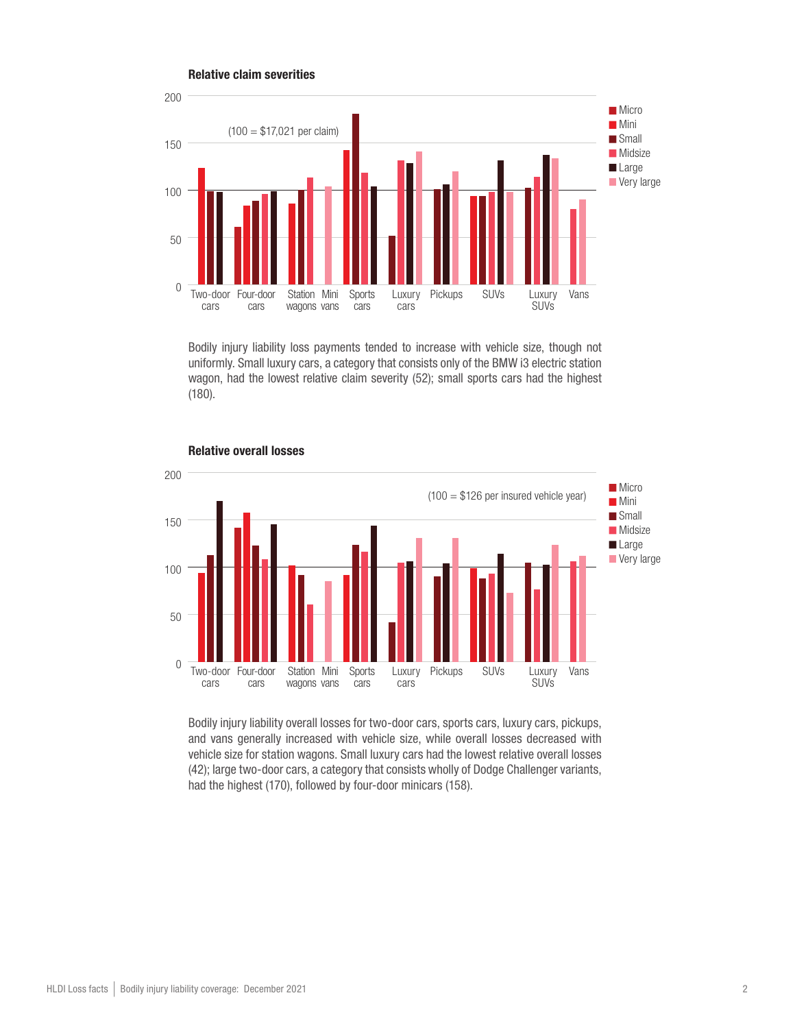**Relative claim severities**

(100 = $17,021 per claim)

Bodily injury liability loss payments tended to increase with vehicle size, though not uniformly. Small luxury cars, a category that consists only of the BMW i3 electric station wagon, had the lowest relative claim severity (52); small sports cars had the highest (180).

**Relative overall losses**

(100 = $126 per insured vehicle year)

Bodily injury liability overall losses for two-door cars, sports cars, luxury cars, pickups, and vans generally increased with vehicle size, while overall losses decreased with vehicle size for station wagons. Small luxury cars had the lowest relative overall losses (42); large two-door cars, a category that consists wholly of Dodge Challenger variants, had the highest (170), followed by four-door minicars (158).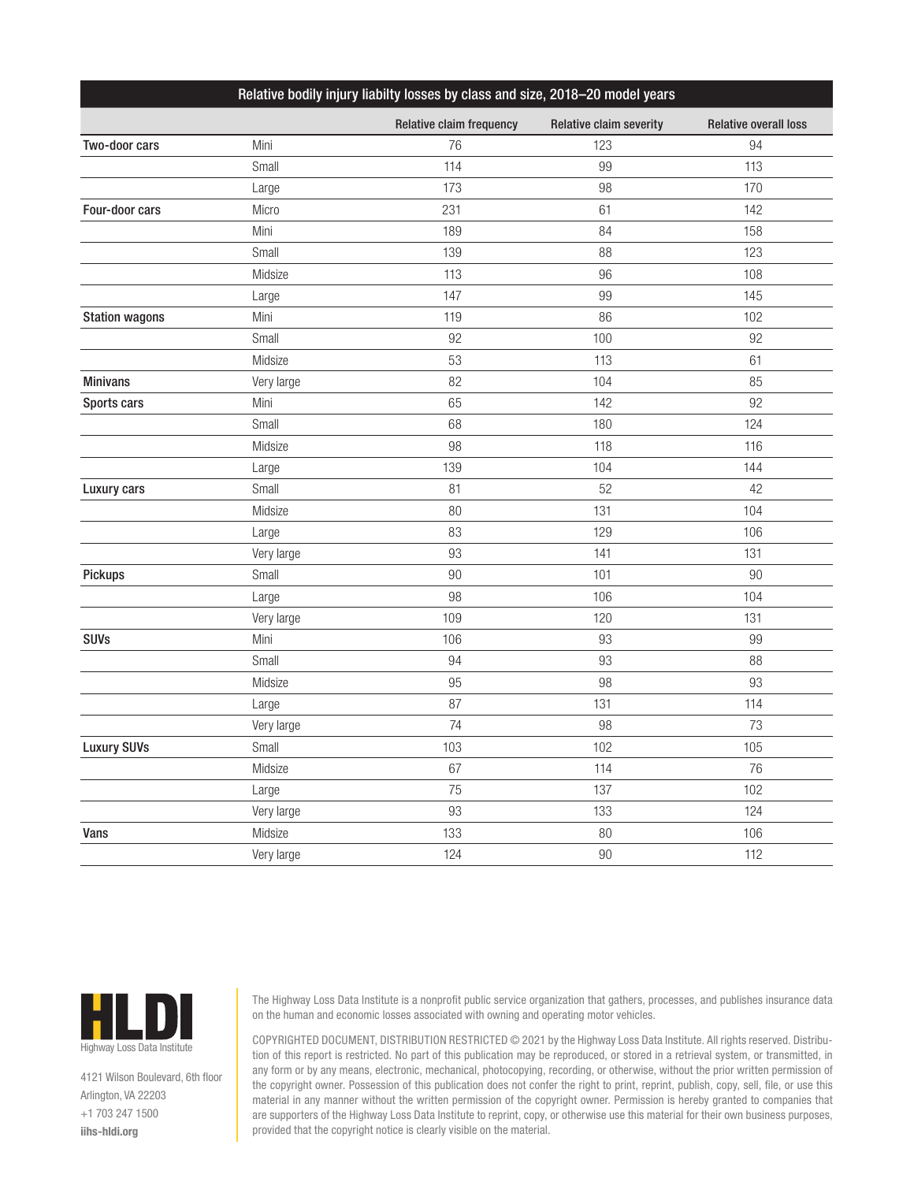## Relative bodily injury liabilty losses by class and size, 2018–20 model years

| | | Relative claim frequency | Relative claim severity | Relative overall loss |
|---|---|---|---|---|
| **Two-door cars** | Mini | 76 | 123 | 94 |
| | Small | 114 | 99 | 113 |
| | Large | 173 | 98 | 170 |
| **Four-door cars** | Micro | 231 | 61 | 142 |
| | Mini | 189 | 84 | 158 |
| | Small | 139 | 88 | 123 |
| | Midsize | 113 | 96 | 108 |
| | Large | 147 | 99 | 145 |
| **Station wagons** | Mini | 119 | 86 | 102 |
| | Small | 92 | 100 | 92 |
| | Midsize | 53 | 113 | 61 |
| **Minivans** | Very large | 82 | 104 | 85 |
| **Sports cars** | Mini | 65 | 142 | 92 |
| | Small | 68 | 180 | 124 |
| | Midsize | 98 | 118 | 116 |
| | Large | 139 | 104 | 144 |
| **Luxury cars** | Small | 81 | 52 | 42 |
| | Midsize | 80 | 131 | 104 |
| | Large | 83 | 129 | 106 |
| | Very large | 93 | 141 | 131 |
| **Pickups** | Small | 90 | 101 | 90 |
| | Large | 98 | 106 | 104 |
| | Very large | 109 | 120 | 131 |
| **SUVs** | Mini | 106 | 93 | 99 |
| | Small | 94 | 93 | 88 |
| | Midsize | 95 | 98 | 93 |
| | Large | 87 | 131 | 114 |
| | Very large | 74 | 98 | 73 |
| **Luxury SUVs** | Small | 103 | 102 | 105 |
| | Midsize | 67 | 114 | 76 |
| | Large | 75 | 137 | 102 |
| | Very large | 93 | 133 | 124 |
| **Vans** | Midsize | 133 | 80 | 106 |
| | Very large | 124 | 90 | 112 |

HLDI
Highway Loss Data Institute

4121 Wilson Boulevard, 6th floor
Arlington, VA 22203
+1 703 247 1500
**iihs-hldi.org**

The Highway Loss Data Institute is a nonprofit public service organization that gathers, processes, and publishes insurance data on the human and economic losses associated with owning and operating motor vehicles.

COPYRIGHTED DOCUMENT, DISTRIBUTION RESTRICTED © 2021 by the Highway Loss Data Institute. All rights reserved. Distribution of this report is restricted. No part of this publication may be reproduced, or stored in a retrieval system, or transmitted, in any form or by any means, electronic, mechanical, photocopying, recording, or otherwise, without the prior written permission of the copyright owner. Possession of this publication does not confer the right to print, reprint, publish, copy, sell, file, or use this material in any manner without the written permission of the copyright owner. Permission is hereby granted to companies that are supporters of the Highway Loss Data Institute to reprint, copy, or otherwise use this material for their own business purposes, provided that the copyright notice is clearly visible on the material.